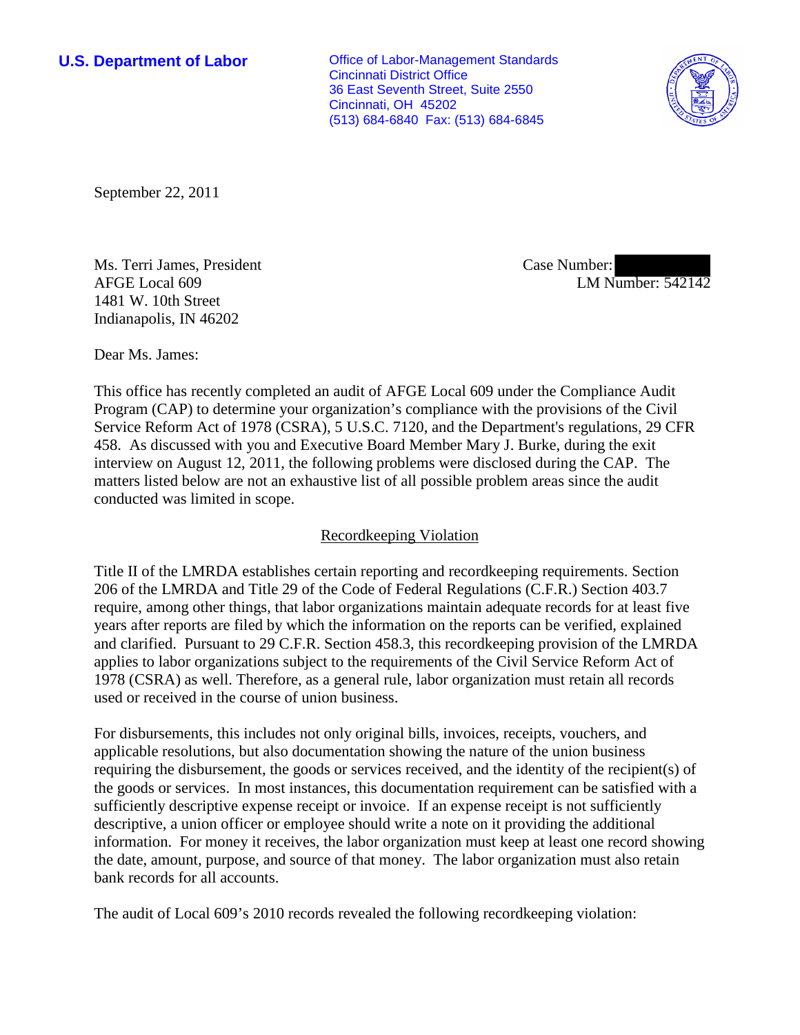**U.S. Department of Labor**

Office of Labor-Management Standards
Cincinnati District Office
36 East Seventh Street, Suite 2550
Cincinnati, OH 45202
(513) 684-6840 Fax: (513) 684-6845

September 22, 2011

Ms. Terri James, President
AFGE Local 609
1481 W. 10th Street
Indianapolis, IN 46202

Case Number:
LM Number: 542142

Dear Ms. James:

This office has recently completed an audit of AFGE Local 609 under the Compliance Audit Program (CAP) to determine your organization's compliance with the provisions of the Civil Service Reform Act of 1978 (CSRA), 5 U.S.C. 7120, and the Department's regulations, 29 CFR 458. As discussed with you and Executive Board Member Mary J. Burke, during the exit interview on August 12, 2011, the following problems were disclosed during the CAP. The matters listed below are not an exhaustive list of all possible problem areas since the audit conducted was limited in scope.

## Recordkeeping Violation

Title II of the LMRDA establishes certain reporting and recordkeeping requirements. Section 206 of the LMRDA and Title 29 of the Code of Federal Regulations (C.F.R.) Section 403.7 require, among other things, that labor organizations maintain adequate records for at least five years after reports are filed by which the information on the reports can be verified, explained and clarified. Pursuant to 29 C.F.R. Section 458.3, this recordkeeping provision of the LMRDA applies to labor organizations subject to the requirements of the Civil Service Reform Act of 1978 (CSRA) as well. Therefore, as a general rule, labor organization must retain all records used or received in the course of union business.

For disbursements, this includes not only original bills, invoices, receipts, vouchers, and applicable resolutions, but also documentation showing the nature of the union business requiring the disbursement, the goods or services received, and the identity of the recipient(s) of the goods or services. In most instances, this documentation requirement can be satisfied with a sufficiently descriptive expense receipt or invoice. If an expense receipt is not sufficiently descriptive, a union officer or employee should write a note on it providing the additional information. For money it receives, the labor organization must keep at least one record showing the date, amount, purpose, and source of that money. The labor organization must also retain bank records for all accounts.

The audit of Local 609's 2010 records revealed the following recordkeeping violation: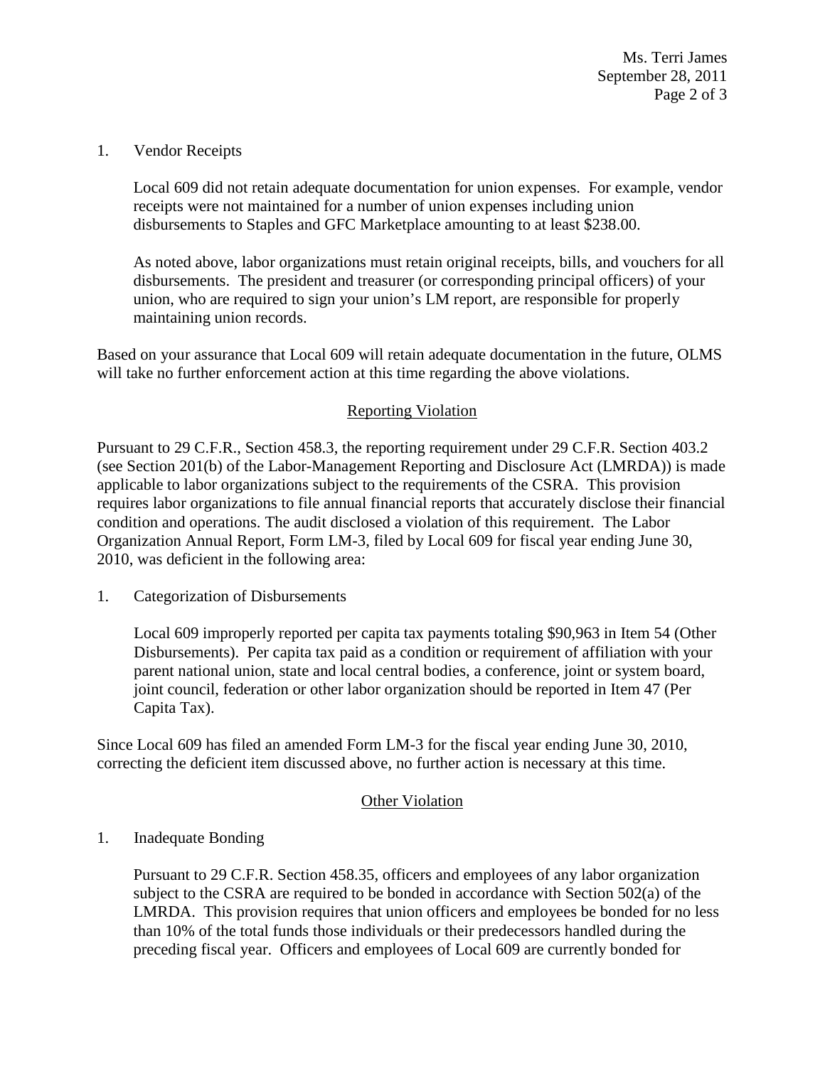1. Vendor Receipts

   Local 609 did not retain adequate documentation for union expenses. For example, vendor receipts were not maintained for a number of union expenses including union disbursements to Staples and GFC Marketplace amounting to at least $238.00.

   As noted above, labor organizations must retain original receipts, bills, and vouchers for all disbursements. The president and treasurer (or corresponding principal officers) of your union, who are required to sign your union's LM report, are responsible for properly maintaining union records.

Based on your assurance that Local 609 will retain adequate documentation in the future, OLMS will take no further enforcement action at this time regarding the above violations.

## Reporting Violation

Pursuant to 29 C.F.R., Section 458.3, the reporting requirement under 29 C.F.R. Section 403.2 (see Section 201(b) of the Labor-Management Reporting and Disclosure Act (LMRDA)) is made applicable to labor organizations subject to the requirements of the CSRA. This provision requires labor organizations to file annual financial reports that accurately disclose their financial condition and operations. The audit disclosed a violation of this requirement. The Labor Organization Annual Report, Form LM-3, filed by Local 609 for fiscal year ending June 30, 2010, was deficient in the following area:

1. Categorization of Disbursements

   Local 609 improperly reported per capita tax payments totaling $90,963 in Item 54 (Other Disbursements). Per capita tax paid as a condition or requirement of affiliation with your parent national union, state and local central bodies, a conference, joint or system board, joint council, federation or other labor organization should be reported in Item 47 (Per Capita Tax).

Since Local 609 has filed an amended Form LM-3 for the fiscal year ending June 30, 2010, correcting the deficient item discussed above, no further action is necessary at this time.

## Other Violation

1. Inadequate Bonding

   Pursuant to 29 C.F.R. Section 458.35, officers and employees of any labor organization subject to the CSRA are required to be bonded in accordance with Section 502(a) of the LMRDA. This provision requires that union officers and employees be bonded for no less than 10% of the total funds those individuals or their predecessors handled during the preceding fiscal year. Officers and employees of Local 609 are currently bonded for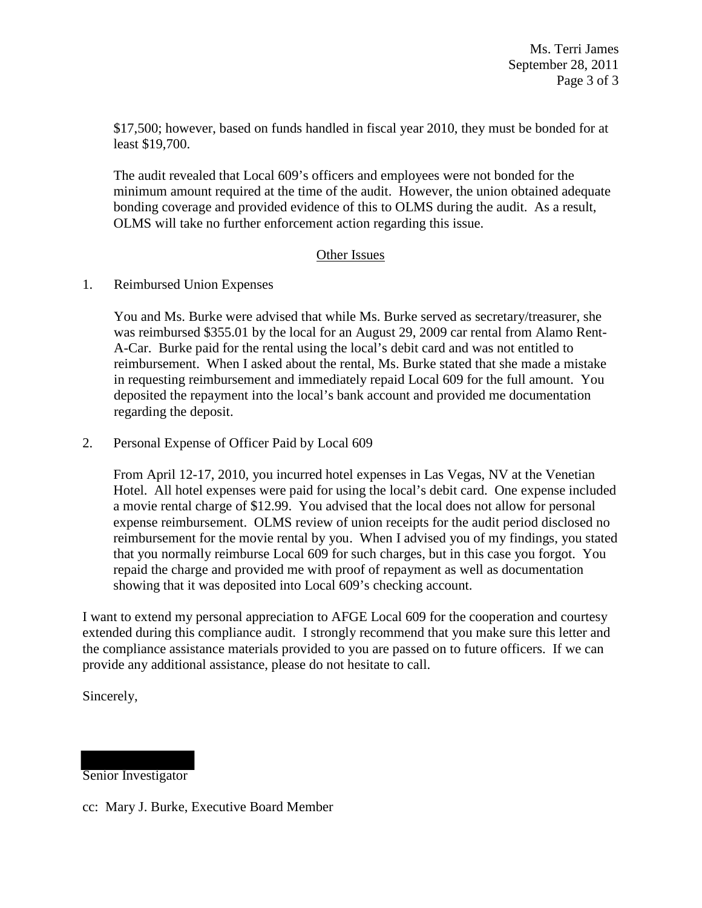$17,500; however, based on funds handled in fiscal year 2010, they must be bonded for at least $19,700.

The audit revealed that Local 609's officers and employees were not bonded for the minimum amount required at the time of the audit. However, the union obtained adequate bonding coverage and provided evidence of this to OLMS during the audit. As a result, OLMS will take no further enforcement action regarding this issue.

<u>Other Issues</u>

1. Reimbursed Union Expenses

   You and Ms. Burke were advised that while Ms. Burke served as secretary/treasurer, she was reimbursed $355.01 by the local for an August 29, 2009 car rental from Alamo Rent-A-Car. Burke paid for the rental using the local's debit card and was not entitled to reimbursement. When I asked about the rental, Ms. Burke stated that she made a mistake in requesting reimbursement and immediately repaid Local 609 for the full amount. You deposited the repayment into the local's bank account and provided me documentation regarding the deposit.

2. Personal Expense of Officer Paid by Local 609

   From April 12-17, 2010, you incurred hotel expenses in Las Vegas, NV at the Venetian Hotel. All hotel expenses were paid for using the local's debit card. One expense included a movie rental charge of $12.99. You advised that the local does not allow for personal expense reimbursement. OLMS review of union receipts for the audit period disclosed no reimbursement for the movie rental by you. When I advised you of my findings, you stated that you normally reimburse Local 609 for such charges, but in this case you forgot. You repaid the charge and provided me with proof of repayment as well as documentation showing that it was deposited into Local 609's checking account.

I want to extend my personal appreciation to AFGE Local 609 for the cooperation and courtesy extended during this compliance audit. I strongly recommend that you make sure this letter and the compliance assistance materials provided to you are passed on to future officers. If we can provide any additional assistance, please do not hesitate to call.

Sincerely,

Senior Investigator

cc: Mary J. Burke, Executive Board Member